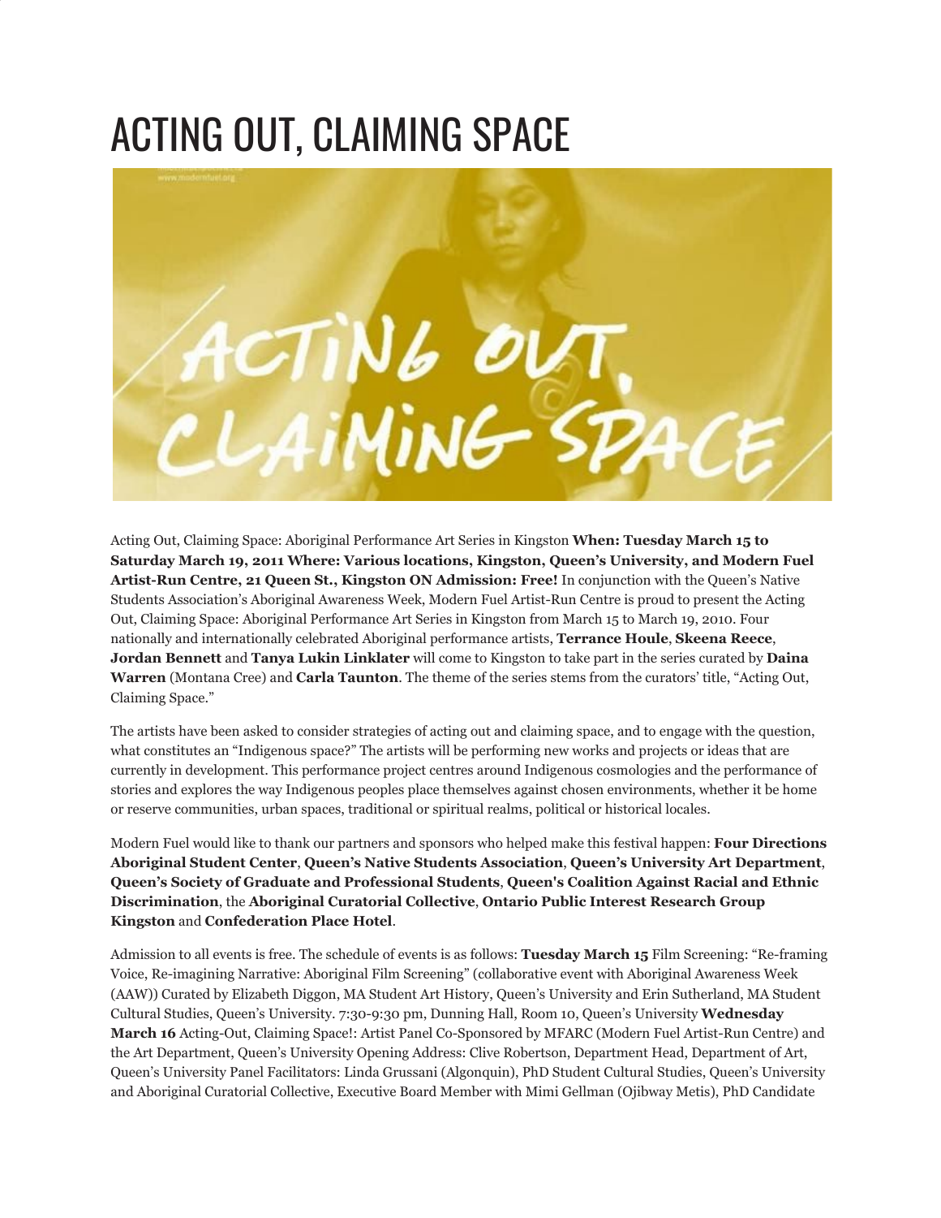# ACTING OUT, CLAIMING SPACE

Acting Out, Claiming Space: Aboriginal Performance Art Series in Kingston **When: Tuesday March 15 to Saturday March 19, 2011 Where: Various locations, Kingston, Queen's University, and Modern Fuel Artist-Run Centre, 21 Queen St., Kingston ON Admission: Free!** In conjunction with the Queen's Native Students Association's Aboriginal Awareness Week, Modern Fuel Artist-Run Centre is proud to present the Acting Out, Claiming Space: Aboriginal Performance Art Series in Kingston from March 15 to March 19, 2010. Four nationally and internationally celebrated Aboriginal performance artists, **Terrance Houle**, **Skeena Reece**, **Jordan Bennett** and **Tanya Lukin Linklater** will come to Kingston to take part in the series curated by **Daina Warren** (Montana Cree) and **Carla Taunton**. The theme of the series stems from the curators' title, "Acting Out, Claiming Space."

The artists have been asked to consider strategies of acting out and claiming space, and to engage with the question, what constitutes an "Indigenous space?" The artists will be performing new works and projects or ideas that are currently in development. This performance project centres around Indigenous cosmologies and the performance of stories and explores the way Indigenous peoples place themselves against chosen environments, whether it be home or reserve communities, urban spaces, traditional or spiritual realms, political or historical locales.

Modern Fuel would like to thank our partners and sponsors who helped make this festival happen: **Four Directions Aboriginal Student Center**, **Queen's Native Students Association**, **Queen's University Art Department**, **Queen's Society of Graduate and Professional Students**, **Queen's Coalition Against Racial and Ethnic Discrimination**, the **Aboriginal Curatorial Collective**, **Ontario Public Interest Research Group Kingston** and **Confederation Place Hotel**.

Admission to all events is free. The schedule of events is as follows: **Tuesday March 15** Film Screening: "Re-framing Voice, Re-imagining Narrative: Aboriginal Film Screening" (collaborative event with Aboriginal Awareness Week (AAW)) Curated by Elizabeth Diggon, MA Student Art History, Queen's University and Erin Sutherland, MA Student Cultural Studies, Queen's University. 7:30-9:30 pm, Dunning Hall, Room 10, Queen's University **Wednesday March 16** Acting-Out, Claiming Space!: Artist Panel Co-Sponsored by MFARC (Modern Fuel Artist-Run Centre) and the Art Department, Queen's University Opening Address: Clive Robertson, Department Head, Department of Art, Queen's University Panel Facilitators: Linda Grussani (Algonquin), PhD Student Cultural Studies, Queen's University and Aboriginal Curatorial Collective, Executive Board Member with Mimi Gellman (Ojibway Metis), PhD Candidate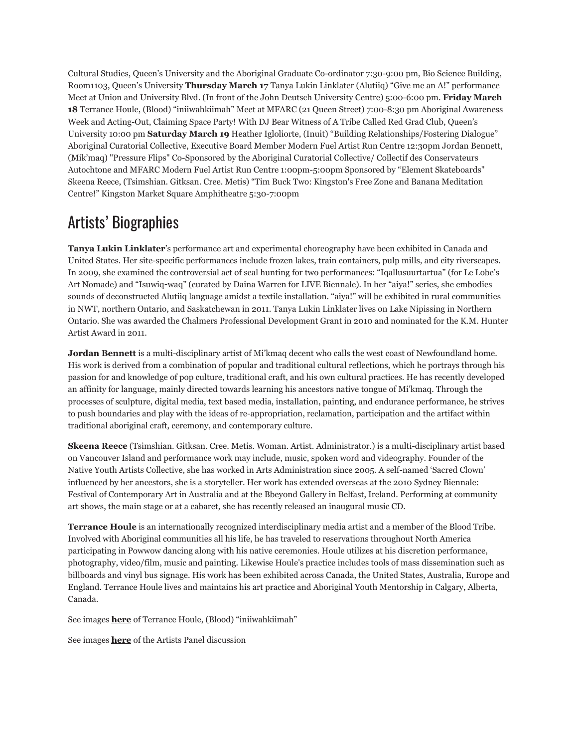Cultural Studies, Queen's University and the Aboriginal Graduate Co-ordinator 7:30-9:00 pm, Bio Science Building, Room1103, Queen's University **Thursday March 17** Tanya Lukin Linklater (Alutiiq) "Give me an A!" performance Meet at Union and University Blvd. (In front of the John Deutsch University Centre) 5:00-6:00 pm. **Friday March 18** Terrance Houle, (Blood) "iniiwahkiimah" Meet at MFARC (21 Queen Street) 7:00-8:30 pm Aboriginal Awareness Week and Acting-Out, Claiming Space Party! With DJ Bear Witness of A Tribe Called Red Grad Club, Queen's University 10:00 pm **Saturday March 19** Heather Igloliorte, (Inuit) "Building Relationships/Fostering Dialogue" Aboriginal Curatorial Collective, Executive Board Member Modern Fuel Artist Run Centre 12:30pm Jordan Bennett, (Mik'maq) "Pressure Flips" Co-Sponsored by the Aboriginal Curatorial Collective/ Collectif des Conservateurs Autochtone and MFARC Modern Fuel Artist Run Centre 1:00pm-5:00pm Sponsored by "Element Skateboards" Skeena Reece, (Tsimshian. Gitksan. Cree. Metis) "Tim Buck Two: Kingston's Free Zone and Banana Meditation Centre!" Kingston Market Square Amphitheatre 5:30-7:00pm

## Artists' Biographies

**Tanya Lukin Linklater**'s performance art and experimental choreography have been exhibited in Canada and United States. Her site-specific performances include frozen lakes, train containers, pulp mills, and city riverscapes. In 2009, she examined the controversial act of seal hunting for two performances: "Iqallusuurtartua" (for Le Lobe's Art Nomade) and "Isuwiq-waq" (curated by Daina Warren for LIVE Biennale). In her "aiya!" series, she embodies sounds of deconstructed Alutiiq language amidst a textile installation. "aiya!" will be exhibited in rural communities in NWT, northern Ontario, and Saskatchewan in 2011. Tanya Lukin Linklater lives on Lake Nipissing in Northern Ontario. She was awarded the Chalmers Professional Development Grant in 2010 and nominated for the K.M. Hunter Artist Award in 2011.

**Jordan Bennett** is a multi-disciplinary artist of Mi'kmaq decent who calls the west coast of Newfoundland home. His work is derived from a combination of popular and traditional cultural reflections, which he portrays through his passion for and knowledge of pop culture, traditional craft, and his own cultural practices. He has recently developed an affinity for language, mainly directed towards learning his ancestors native tongue of Mi'kmaq. Through the processes of sculpture, digital media, text based media, installation, painting, and endurance performance, he strives to push boundaries and play with the ideas of re-appropriation, reclamation, participation and the artifact within traditional aboriginal craft, ceremony, and contemporary culture.

**Skeena Reece** (Tsimshian. Gitksan. Cree. Metis. Woman. Artist. Administrator.) is a multi-disciplinary artist based on Vancouver Island and performance work may include, music, spoken word and videography. Founder of the Native Youth Artists Collective, she has worked in Arts Administration since 2005. A self-named 'Sacred Clown' influenced by her ancestors, she is a storyteller. Her work has extended overseas at the 2010 Sydney Biennale: Festival of Contemporary Art in Australia and at the Bbeyond Gallery in Belfast, Ireland. Performing at community art shows, the main stage or at a cabaret, she has recently released an inaugural music CD.

**Terrance Houle** is an internationally recognized interdisciplinary media artist and a member of the Blood Tribe. Involved with Aboriginal communities all his life, he has traveled to reservations throughout North America participating in Powwow dancing along with his native ceremonies. Houle utilizes at his discretion performance, photography, video/film, music and painting. Likewise Houle's practice includes tools of mass dissemination such as billboards and vinyl bus signage. His work has been exhibited across Canada, the United States, Australia, Europe and England. Terrance Houle lives and maintains his art practice and Aboriginal Youth Mentorship in Calgary, Alberta, Canada.

See images **here** of Terrance Houle, (Blood) "iniiwahkiimah"

See images **here** of the Artists Panel discussion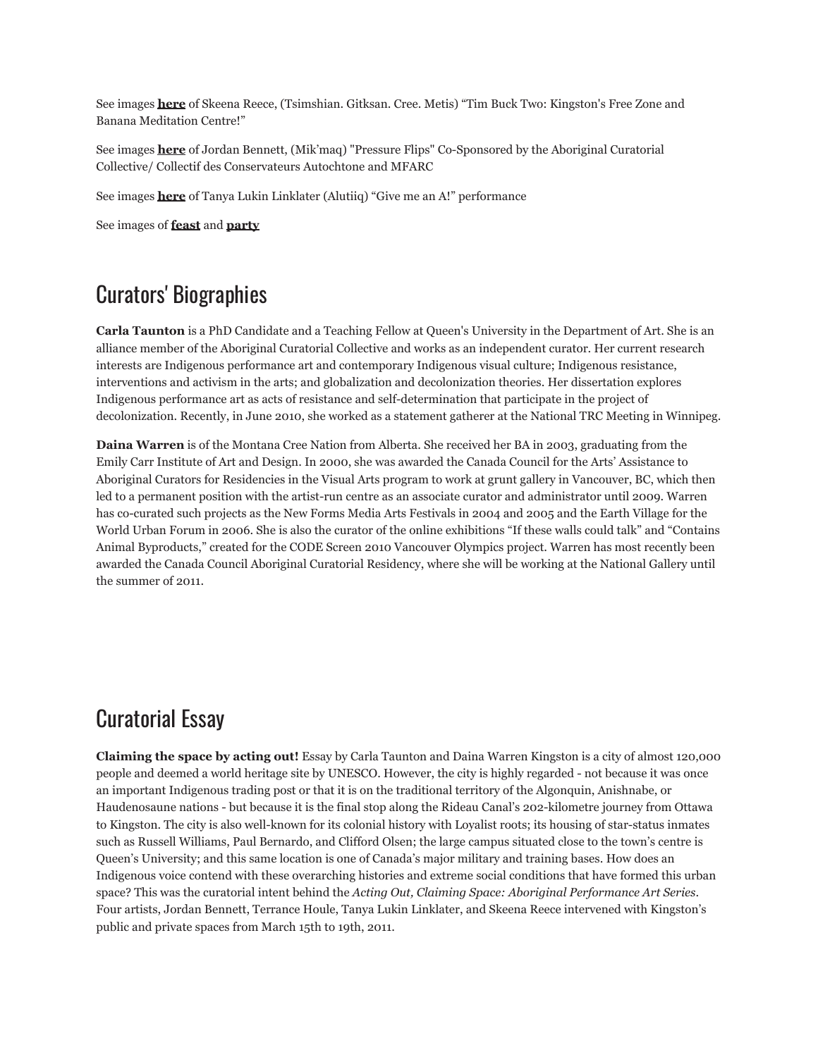See images **here** of Skeena Reece, (Tsimshian. Gitksan. Cree. Metis) “Tim Buck Two: Kingston's Free Zone and Banana Meditation Centre!”

See images **here** of Jordan Bennett, (Mik’maq) "Pressure Flips" Co-Sponsored by the Aboriginal Curatorial Collective/ Collectif des Conservateurs Autochtone and MFARC

See images **here** of Tanya Lukin Linklater (Alutiiq) “Give me an A!” performance

See images of **feast** and **party**

## Curators' Biographies

**Carla Taunton** is a PhD Candidate and a Teaching Fellow at Queen's University in the Department of Art. She is an alliance member of the Aboriginal Curatorial Collective and works as an independent curator. Her current research interests are Indigenous performance art and contemporary Indigenous visual culture; Indigenous resistance, interventions and activism in the arts; and globalization and decolonization theories. Her dissertation explores Indigenous performance art as acts of resistance and self-determination that participate in the project of decolonization. Recently, in June 2010, she worked as a statement gatherer at the National TRC Meeting in Winnipeg.

**Daina Warren** is of the Montana Cree Nation from Alberta. She received her BA in 2003, graduating from the Emily Carr Institute of Art and Design. In 2000, she was awarded the Canada Council for the Arts’ Assistance to Aboriginal Curators for Residencies in the Visual Arts program to work at grunt gallery in Vancouver, BC, which then led to a permanent position with the artist-run centre as an associate curator and administrator until 2009. Warren has co-curated such projects as the New Forms Media Arts Festivals in 2004 and 2005 and the Earth Village for the World Urban Forum in 2006. She is also the curator of the online exhibitions “If these walls could talk” and “Contains Animal Byproducts,” created for the CODE Screen 2010 Vancouver Olympics project. Warren has most recently been awarded the Canada Council Aboriginal Curatorial Residency, where she will be working at the National Gallery until the summer of 2011.

## Curatorial Essay

**Claiming the space by acting out!** Essay by Carla Taunton and Daina Warren Kingston is a city of almost 120,000 people and deemed a world heritage site by UNESCO. However, the city is highly regarded - not because it was once an important Indigenous trading post or that it is on the traditional territory of the Algonquin, Anishnabe, or Haudenosaune nations - but because it is the final stop along the Rideau Canal’s 202-kilometre journey from Ottawa to Kingston. The city is also well-known for its colonial history with Loyalist roots; its housing of star-status inmates such as Russell Williams, Paul Bernardo, and Clifford Olsen; the large campus situated close to the town’s centre is Queen’s University; and this same location is one of Canada’s major military and training bases. How does an Indigenous voice contend with these overarching histories and extreme social conditions that have formed this urban space? This was the curatorial intent behind the *Acting Out, Claiming Space: Aboriginal Performance Art Series*. Four artists, Jordan Bennett, Terrance Houle, Tanya Lukin Linklater, and Skeena Reece intervened with Kingston’s public and private spaces from March 15th to 19th, 2011.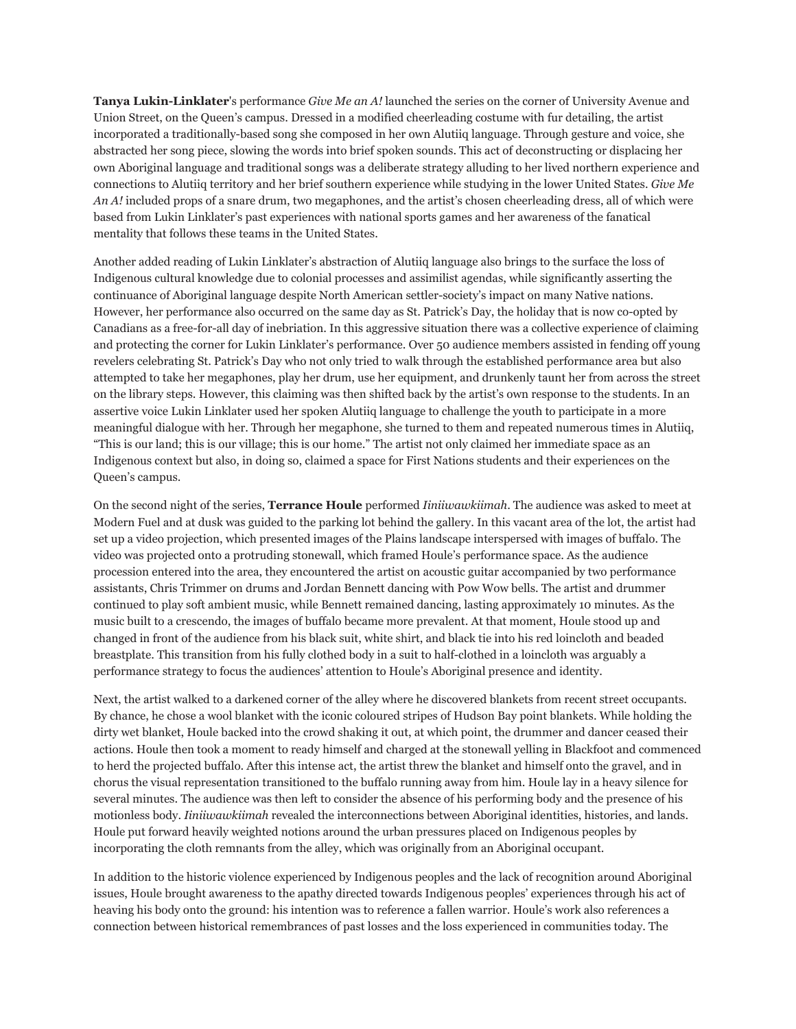**Tanya Lukin-Linklater**'s performance *Give Me an A!* launched the series on the corner of University Avenue and Union Street, on the Queen's campus. Dressed in a modified cheerleading costume with fur detailing, the artist incorporated a traditionally-based song she composed in her own Alutiiq language. Through gesture and voice, she abstracted her song piece, slowing the words into brief spoken sounds. This act of deconstructing or displacing her own Aboriginal language and traditional songs was a deliberate strategy alluding to her lived northern experience and connections to Alutiiq territory and her brief southern experience while studying in the lower United States. *Give Me An A!* included props of a snare drum, two megaphones, and the artist's chosen cheerleading dress, all of which were based from Lukin Linklater's past experiences with national sports games and her awareness of the fanatical mentality that follows these teams in the United States.

Another added reading of Lukin Linklater's abstraction of Alutiiq language also brings to the surface the loss of Indigenous cultural knowledge due to colonial processes and assimilist agendas, while significantly asserting the continuance of Aboriginal language despite North American settler-society's impact on many Native nations. However, her performance also occurred on the same day as St. Patrick's Day, the holiday that is now co-opted by Canadians as a free-for-all day of inebriation. In this aggressive situation there was a collective experience of claiming and protecting the corner for Lukin Linklater's performance. Over 50 audience members assisted in fending off young revelers celebrating St. Patrick's Day who not only tried to walk through the established performance area but also attempted to take her megaphones, play her drum, use her equipment, and drunkenly taunt her from across the street on the library steps. However, this claiming was then shifted back by the artist's own response to the students. In an assertive voice Lukin Linklater used her spoken Alutiiq language to challenge the youth to participate in a more meaningful dialogue with her. Through her megaphone, she turned to them and repeated numerous times in Alutiiq, "This is our land; this is our village; this is our home." The artist not only claimed her immediate space as an Indigenous context but also, in doing so, claimed a space for First Nations students and their experiences on the Queen's campus.

On the second night of the series, **Terrance Houle** performed *Iiniiwawkiimah*. The audience was asked to meet at Modern Fuel and at dusk was guided to the parking lot behind the gallery. In this vacant area of the lot, the artist had set up a video projection, which presented images of the Plains landscape interspersed with images of buffalo. The video was projected onto a protruding stonewall, which framed Houle's performance space. As the audience procession entered into the area, they encountered the artist on acoustic guitar accompanied by two performance assistants, Chris Trimmer on drums and Jordan Bennett dancing with Pow Wow bells. The artist and drummer continued to play soft ambient music, while Bennett remained dancing, lasting approximately 10 minutes. As the music built to a crescendo, the images of buffalo became more prevalent. At that moment, Houle stood up and changed in front of the audience from his black suit, white shirt, and black tie into his red loincloth and beaded breastplate. This transition from his fully clothed body in a suit to half-clothed in a loincloth was arguably a performance strategy to focus the audiences' attention to Houle's Aboriginal presence and identity.

Next, the artist walked to a darkened corner of the alley where he discovered blankets from recent street occupants. By chance, he chose a wool blanket with the iconic coloured stripes of Hudson Bay point blankets. While holding the dirty wet blanket, Houle backed into the crowd shaking it out, at which point, the drummer and dancer ceased their actions. Houle then took a moment to ready himself and charged at the stonewall yelling in Blackfoot and commenced to herd the projected buffalo. After this intense act, the artist threw the blanket and himself onto the gravel, and in chorus the visual representation transitioned to the buffalo running away from him. Houle lay in a heavy silence for several minutes. The audience was then left to consider the absence of his performing body and the presence of his motionless body. *Iiniiwawkiimah* revealed the interconnections between Aboriginal identities, histories, and lands. Houle put forward heavily weighted notions around the urban pressures placed on Indigenous peoples by incorporating the cloth remnants from the alley, which was originally from an Aboriginal occupant.

In addition to the historic violence experienced by Indigenous peoples and the lack of recognition around Aboriginal issues, Houle brought awareness to the apathy directed towards Indigenous peoples' experiences through his act of heaving his body onto the ground: his intention was to reference a fallen warrior. Houle's work also references a connection between historical remembrances of past losses and the loss experienced in communities today. The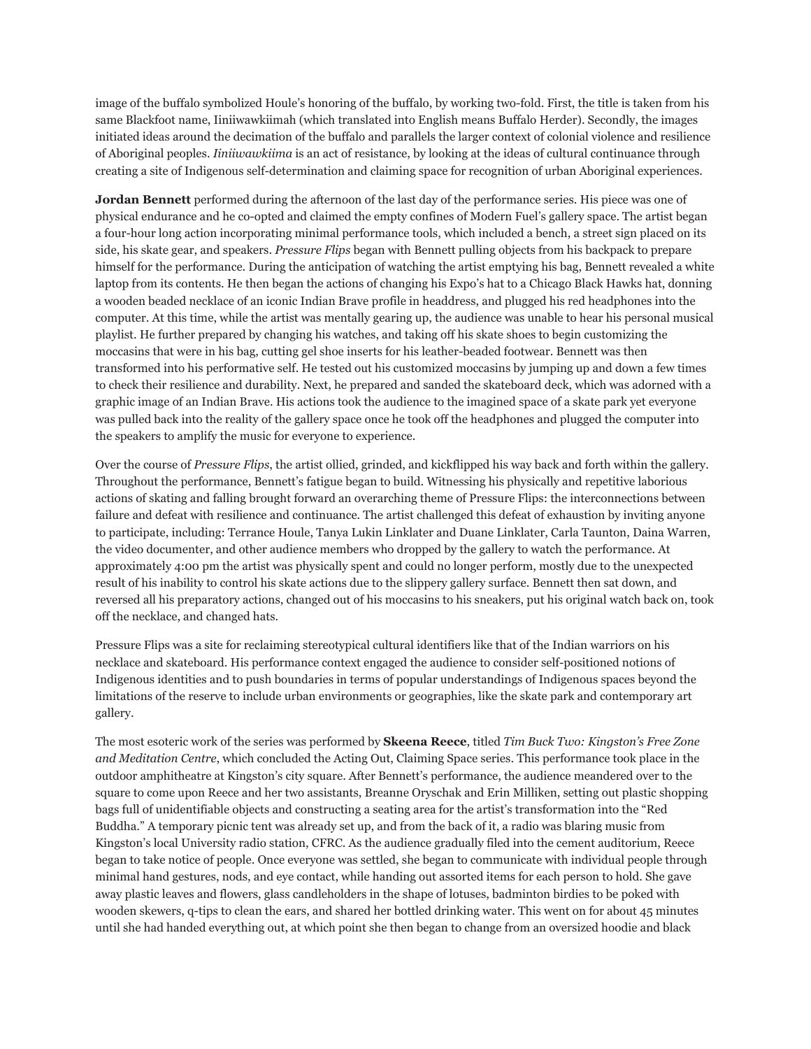image of the buffalo symbolized Houle's honoring of the buffalo, by working two-fold. First, the title is taken from his same Blackfoot name, Iiniiwawkiimah (which translated into English means Buffalo Herder). Secondly, the images initiated ideas around the decimation of the buffalo and parallels the larger context of colonial violence and resilience of Aboriginal peoples. *Iiniiwawkiima* is an act of resistance, by looking at the ideas of cultural continuance through creating a site of Indigenous self-determination and claiming space for recognition of urban Aboriginal experiences.

**Jordan Bennett** performed during the afternoon of the last day of the performance series. His piece was one of physical endurance and he co-opted and claimed the empty confines of Modern Fuel's gallery space. The artist began a four-hour long action incorporating minimal performance tools, which included a bench, a street sign placed on its side, his skate gear, and speakers. *Pressure Flips* began with Bennett pulling objects from his backpack to prepare himself for the performance. During the anticipation of watching the artist emptying his bag, Bennett revealed a white laptop from its contents. He then began the actions of changing his Expo's hat to a Chicago Black Hawks hat, donning a wooden beaded necklace of an iconic Indian Brave profile in headdress, and plugged his red headphones into the computer. At this time, while the artist was mentally gearing up, the audience was unable to hear his personal musical playlist. He further prepared by changing his watches, and taking off his skate shoes to begin customizing the moccasins that were in his bag, cutting gel shoe inserts for his leather-beaded footwear. Bennett was then transformed into his performative self. He tested out his customized moccasins by jumping up and down a few times to check their resilience and durability. Next, he prepared and sanded the skateboard deck, which was adorned with a graphic image of an Indian Brave. His actions took the audience to the imagined space of a skate park yet everyone was pulled back into the reality of the gallery space once he took off the headphones and plugged the computer into the speakers to amplify the music for everyone to experience.

Over the course of *Pressure Flips*, the artist ollied, grinded, and kickflipped his way back and forth within the gallery. Throughout the performance, Bennett's fatigue began to build. Witnessing his physically and repetitive laborious actions of skating and falling brought forward an overarching theme of Pressure Flips: the interconnections between failure and defeat with resilience and continuance. The artist challenged this defeat of exhaustion by inviting anyone to participate, including: Terrance Houle, Tanya Lukin Linklater and Duane Linklater, Carla Taunton, Daina Warren, the video documenter, and other audience members who dropped by the gallery to watch the performance. At approximately 4:00 pm the artist was physically spent and could no longer perform, mostly due to the unexpected result of his inability to control his skate actions due to the slippery gallery surface. Bennett then sat down, and reversed all his preparatory actions, changed out of his moccasins to his sneakers, put his original watch back on, took off the necklace, and changed hats.

Pressure Flips was a site for reclaiming stereotypical cultural identifiers like that of the Indian warriors on his necklace and skateboard. His performance context engaged the audience to consider self-positioned notions of Indigenous identities and to push boundaries in terms of popular understandings of Indigenous spaces beyond the limitations of the reserve to include urban environments or geographies, like the skate park and contemporary art gallery.

The most esoteric work of the series was performed by **Skeena Reece**, titled *Tim Buck Two: Kingston's Free Zone and Meditation Centre*, which concluded the Acting Out, Claiming Space series. This performance took place in the outdoor amphitheatre at Kingston's city square. After Bennett's performance, the audience meandered over to the square to come upon Reece and her two assistants, Breanne Oryschak and Erin Milliken, setting out plastic shopping bags full of unidentifiable objects and constructing a seating area for the artist's transformation into the "Red Buddha." A temporary picnic tent was already set up, and from the back of it, a radio was blaring music from Kingston's local University radio station, CFRC. As the audience gradually filed into the cement auditorium, Reece began to take notice of people. Once everyone was settled, she began to communicate with individual people through minimal hand gestures, nods, and eye contact, while handing out assorted items for each person to hold. She gave away plastic leaves and flowers, glass candleholders in the shape of lotuses, badminton birdies to be poked with wooden skewers, q-tips to clean the ears, and shared her bottled drinking water. This went on for about 45 minutes until she had handed everything out, at which point she then began to change from an oversized hoodie and black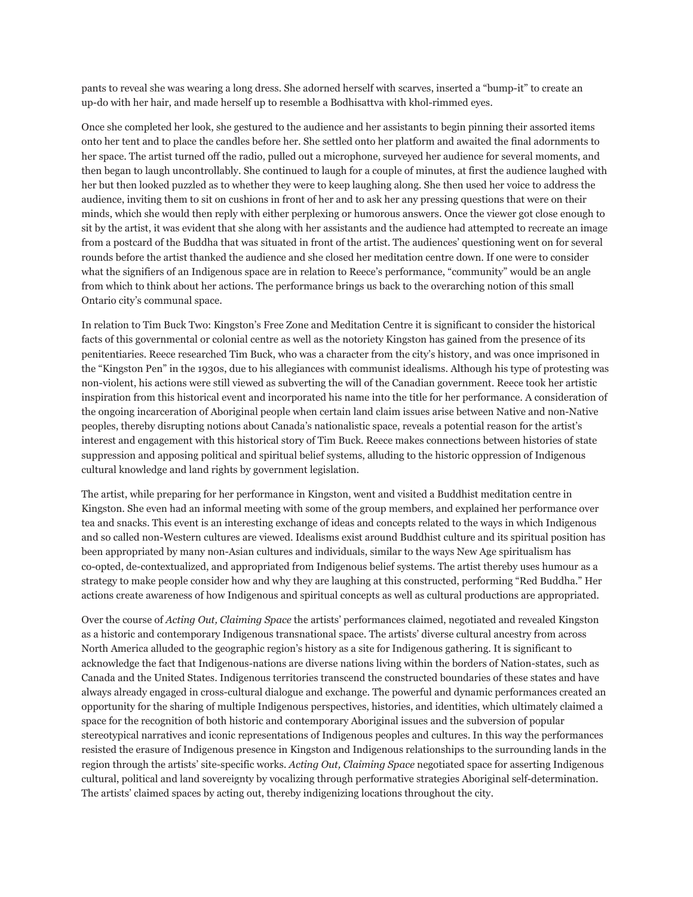pants to reveal she was wearing a long dress. She adorned herself with scarves, inserted a "bump-it" to create an up-do with her hair, and made herself up to resemble a Bodhisattva with khol-rimmed eyes.

Once she completed her look, she gestured to the audience and her assistants to begin pinning their assorted items onto her tent and to place the candles before her. She settled onto her platform and awaited the final adornments to her space. The artist turned off the radio, pulled out a microphone, surveyed her audience for several moments, and then began to laugh uncontrollably. She continued to laugh for a couple of minutes, at first the audience laughed with her but then looked puzzled as to whether they were to keep laughing along. She then used her voice to address the audience, inviting them to sit on cushions in front of her and to ask her any pressing questions that were on their minds, which she would then reply with either perplexing or humorous answers. Once the viewer got close enough to sit by the artist, it was evident that she along with her assistants and the audience had attempted to recreate an image from a postcard of the Buddha that was situated in front of the artist. The audiences' questioning went on for several rounds before the artist thanked the audience and she closed her meditation centre down. If one were to consider what the signifiers of an Indigenous space are in relation to Reece's performance, "community" would be an angle from which to think about her actions. The performance brings us back to the overarching notion of this small Ontario city's communal space.

In relation to Tim Buck Two: Kingston's Free Zone and Meditation Centre it is significant to consider the historical facts of this governmental or colonial centre as well as the notoriety Kingston has gained from the presence of its penitentiaries. Reece researched Tim Buck, who was a character from the city's history, and was once imprisoned in the "Kingston Pen" in the 1930s, due to his allegiances with communist idealisms. Although his type of protesting was non-violent, his actions were still viewed as subverting the will of the Canadian government. Reece took her artistic inspiration from this historical event and incorporated his name into the title for her performance. A consideration of the ongoing incarceration of Aboriginal people when certain land claim issues arise between Native and non-Native peoples, thereby disrupting notions about Canada's nationalistic space, reveals a potential reason for the artist's interest and engagement with this historical story of Tim Buck. Reece makes connections between histories of state suppression and apposing political and spiritual belief systems, alluding to the historic oppression of Indigenous cultural knowledge and land rights by government legislation.

The artist, while preparing for her performance in Kingston, went and visited a Buddhist meditation centre in Kingston. She even had an informal meeting with some of the group members, and explained her performance over tea and snacks. This event is an interesting exchange of ideas and concepts related to the ways in which Indigenous and so called non-Western cultures are viewed. Idealisms exist around Buddhist culture and its spiritual position has been appropriated by many non-Asian cultures and individuals, similar to the ways New Age spiritualism has co-opted, de-contextualized, and appropriated from Indigenous belief systems. The artist thereby uses humour as a strategy to make people consider how and why they are laughing at this constructed, performing "Red Buddha." Her actions create awareness of how Indigenous and spiritual concepts as well as cultural productions are appropriated.

Over the course of *Acting Out, Claiming Space* the artists' performances claimed, negotiated and revealed Kingston as a historic and contemporary Indigenous transnational space. The artists' diverse cultural ancestry from across North America alluded to the geographic region's history as a site for Indigenous gathering. It is significant to acknowledge the fact that Indigenous-nations are diverse nations living within the borders of Nation-states, such as Canada and the United States. Indigenous territories transcend the constructed boundaries of these states and have always already engaged in cross-cultural dialogue and exchange. The powerful and dynamic performances created an opportunity for the sharing of multiple Indigenous perspectives, histories, and identities, which ultimately claimed a space for the recognition of both historic and contemporary Aboriginal issues and the subversion of popular stereotypical narratives and iconic representations of Indigenous peoples and cultures. In this way the performances resisted the erasure of Indigenous presence in Kingston and Indigenous relationships to the surrounding lands in the region through the artists' site-specific works. *Acting Out, Claiming Space* negotiated space for asserting Indigenous cultural, political and land sovereignty by vocalizing through performative strategies Aboriginal self-determination. The artists' claimed spaces by acting out, thereby indigenizing locations throughout the city.